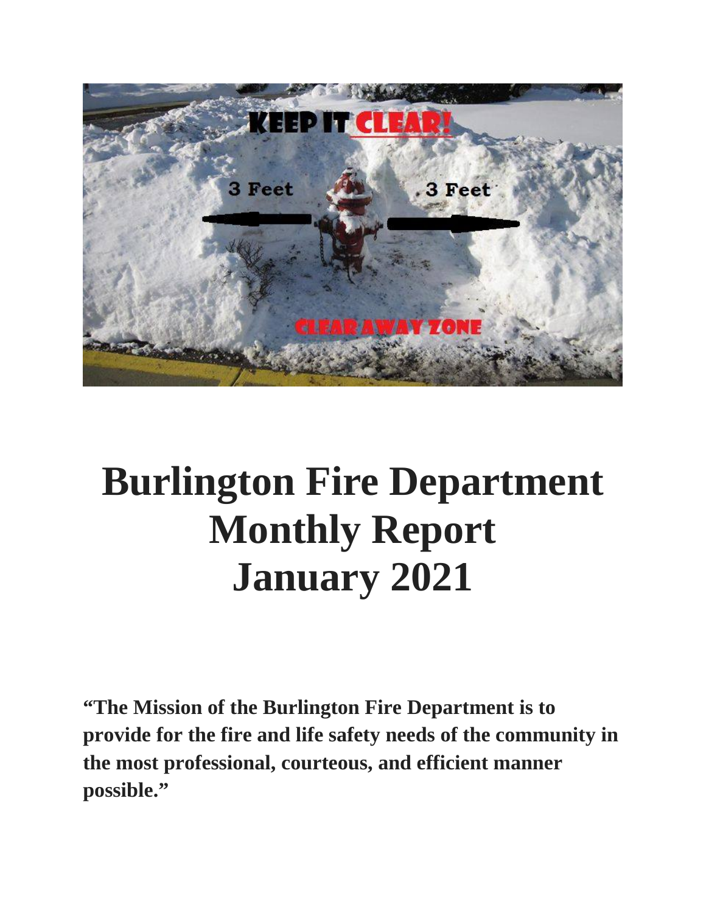# Burlington Fire Department Monthly Report January 2021

**"The Mission of the Burlington Fire Department is to provide for the fire and life safety needs of the community in the most professional, courteous, and efficient manner possible."**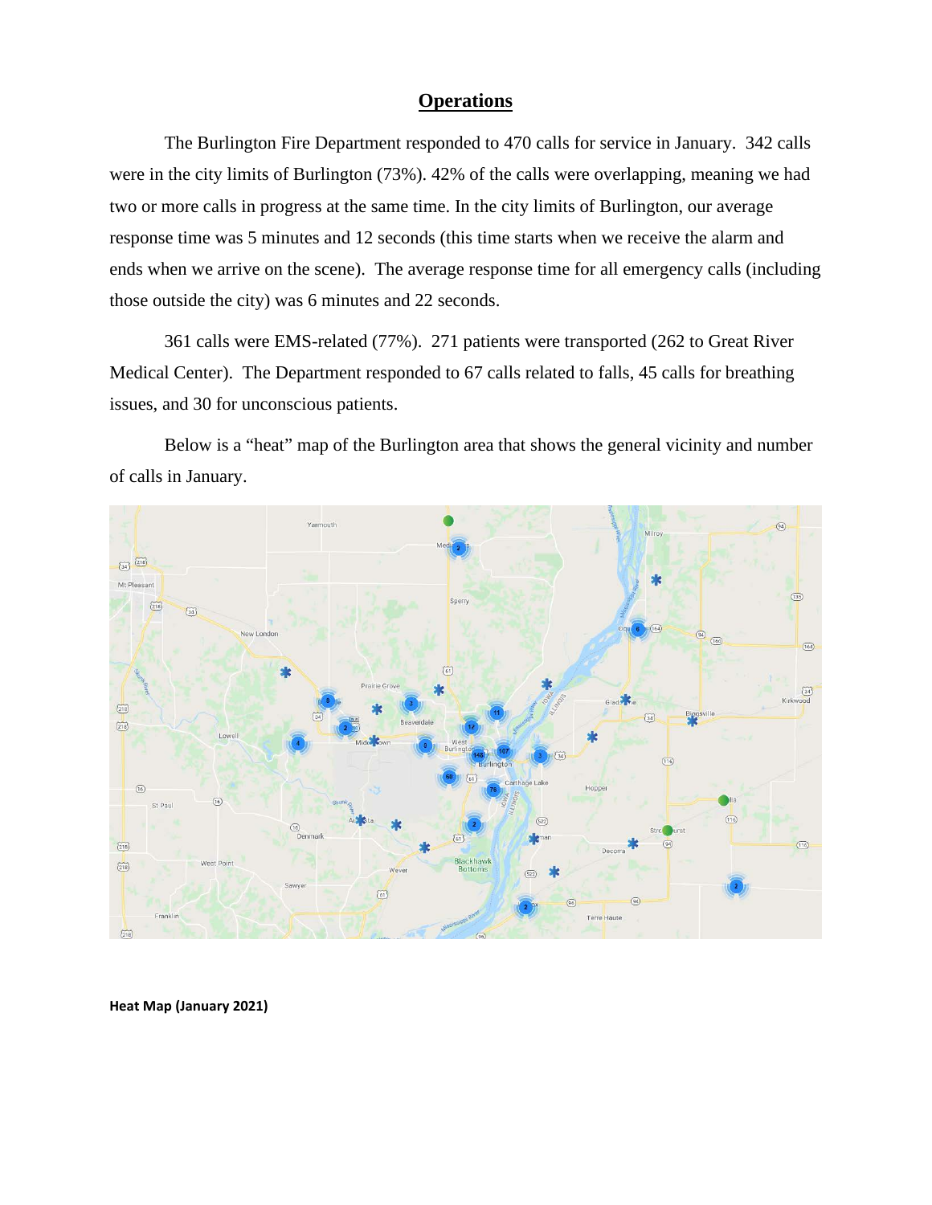# Operations

The Burlington Fire Department responded to 470 calls for service in January. 342 calls were in the city limits of Burlington (73%). 42% of the calls were overlapping, meaning we had two or more calls in progress at the same time. In the city limits of Burlington, our average response time was 5 minutes and 12 seconds (this time starts when we receive the alarm and ends when we arrive on the scene). The average response time for all emergency calls (including those outside the city) was 6 minutes and 22 seconds.

361 calls were EMS-related (77%). 271 patients were transported (262 to Great River Medical Center). The Department responded to 67 calls related to falls, 45 calls for breathing issues, and 30 for unconscious patients.

Below is a "heat" map of the Burlington area that shows the general vicinity and number of calls in January.

**Heat Map (January 2021)**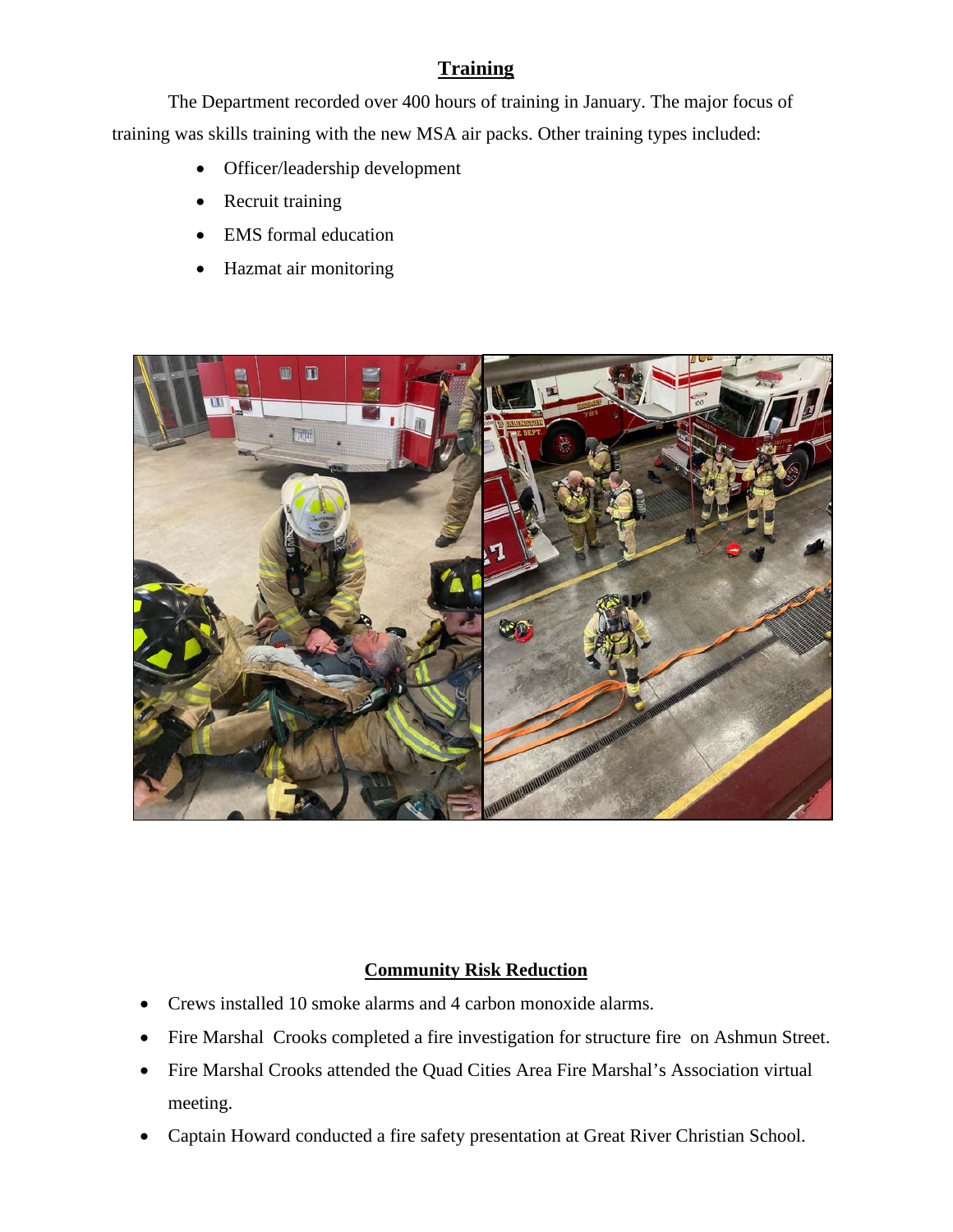## Training

The Department recorded over 400 hours of training in January. The major focus of training was skills training with the new MSA air packs. Other training types included:

- Officer/leadership development
- Recruit training
- EMS formal education
- Hazmat air monitoring

## Community Risk Reduction

- Crews installed 10 smoke alarms and 4 carbon monoxide alarms.
- Fire Marshal Crooks completed a fire investigation for structure fire on Ashmun Street.
- Fire Marshal Crooks attended the Quad Cities Area Fire Marshal's Association virtual meeting.
- Captain Howard conducted a fire safety presentation at Great River Christian School.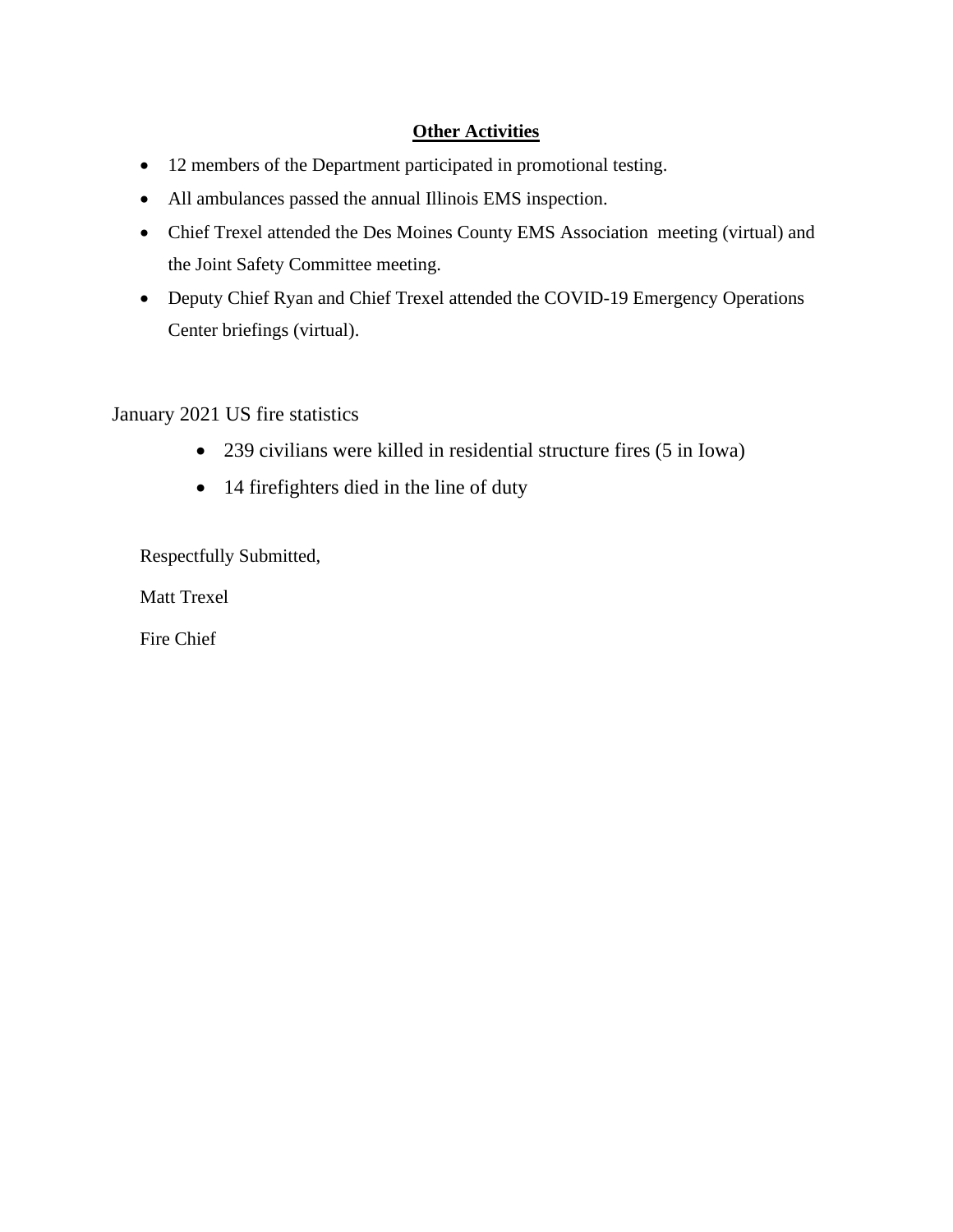## Other Activities

- 12 members of the Department participated in promotional testing.
- All ambulances passed the annual Illinois EMS inspection.
- Chief Trexel attended the Des Moines County EMS Association meeting (virtual) and the Joint Safety Committee meeting.
- Deputy Chief Ryan and Chief Trexel attended the COVID-19 Emergency Operations Center briefings (virtual).

January 2021 US fire statistics

- 239 civilians were killed in residential structure fires (5 in Iowa)
- 14 firefighters died in the line of duty

Respectfully Submitted,

Matt Trexel

Fire Chief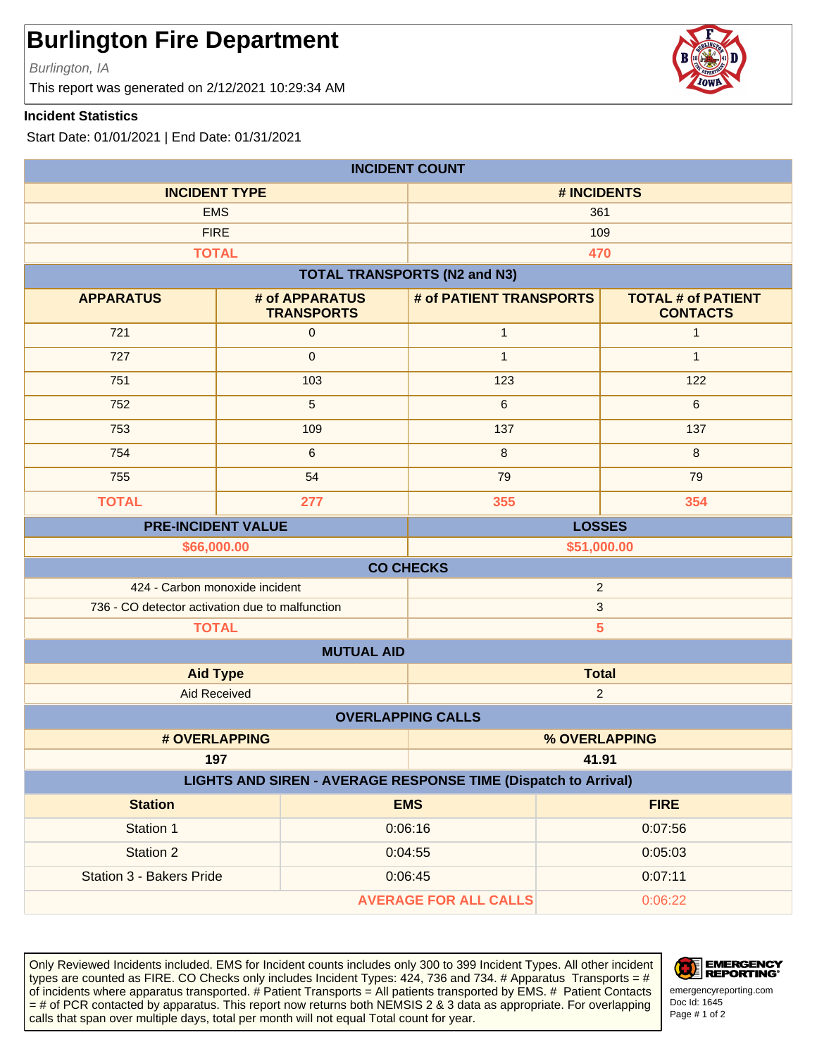# Burlington Fire Department

*Burlington, IA*

This report was generated on 2/12/2021 10:29:34 AM

**Incident Statistics**

Start Date: 01/01/2021 | End Date: 01/31/2021

## INCIDENT COUNT

| INCIDENT TYPE | # INCIDENTS |
|---|---|
| EMS | 361 |
| FIRE | 109 |
| **TOTAL** | **470** |

## TOTAL TRANSPORTS (N2 and N3)

| APPARATUS | # of APPARATUS TRANSPORTS | # of PATIENT TRANSPORTS | TOTAL # of PATIENT CONTACTS |
|---|---|---|---|
| 721 | 0 | 1 | 1 |
| 727 | 0 | 1 | 1 |
| 751 | 103 | 123 | 122 |
| 752 | 5 | 6 | 6 |
| 753 | 109 | 137 | 137 |
| 754 | 6 | 8 | 8 |
| 755 | 54 | 79 | 79 |
| **TOTAL** | **277** | **355** | **354** |

| PRE-INCIDENT VALUE | LOSSES |
|---|---|
| **$66,000.00** | **$51,000.00** |

## CO CHECKS

| | |
|---|---|
| 424 - Carbon monoxide incident | 2 |
| 736 - CO detector activation due to malfunction | 3 |
| **TOTAL** | **5** |

## MUTUAL AID

| Aid Type | Total |
|---|---|
| Aid Received | 2 |

## OVERLAPPING CALLS

| # OVERLAPPING | % OVERLAPPING |
|---|---|
| **197** | **41.91** |

## LIGHTS AND SIREN - AVERAGE RESPONSE TIME (Dispatch to Arrival)

| Station | EMS | FIRE |
|---|---|---|
| Station 1 | 0:06:16 | 0:07:56 |
| Station 2 | 0:04:55 | 0:05:03 |
| Station 3 - Bakers Pride | 0:06:45 | 0:07:11 |
| **AVERAGE FOR ALL CALLS** | | 0:06:22 |

Only Reviewed Incidents included. EMS for Incident counts includes only 300 to 399 Incident Types. All other incident types are counted as FIRE. CO Checks only includes Incident Types: 424, 736 and 734. # Apparatus Transports = # of incidents where apparatus transported. # Patient Transports = All patients transported by EMS. # Patient Contacts = # of PCR contacted by apparatus. This report now returns both NEMSIS 2 & 3 data as appropriate. For overlapping calls that span over multiple days, total per month will not equal Total count for year.

EMERGENCY REPORTING
emergencyreporting.com
Doc Id: 1645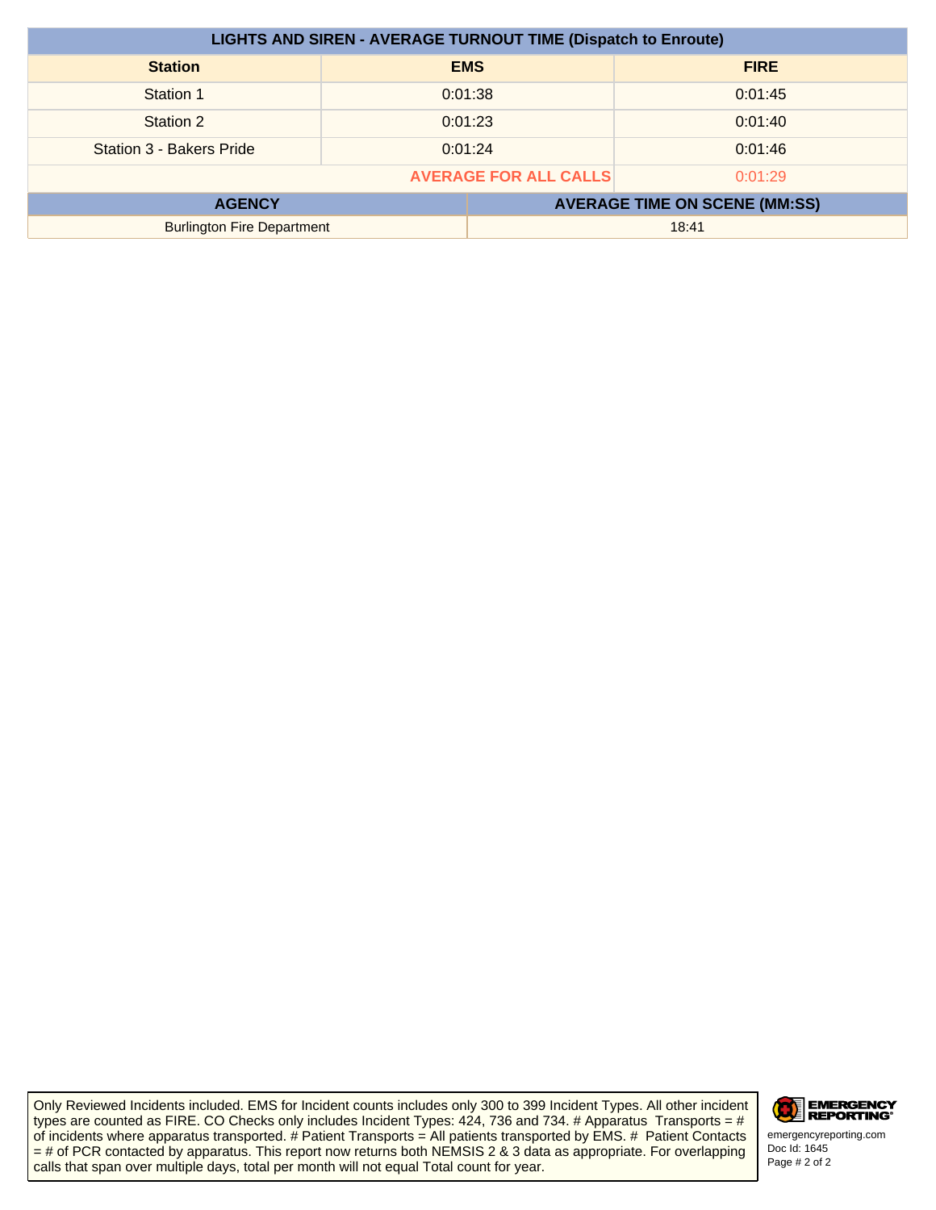| LIGHTS AND SIREN - AVERAGE TURNOUT TIME (Dispatch to Enroute) | | |
|---|---|---|
| **Station** | **EMS** | **FIRE** |
| Station 1 | 0:01:38 | 0:01:45 |
| Station 2 | 0:01:23 | 0:01:40 |
| Station 3 - Bakers Pride | 0:01:24 | 0:01:46 |
| | **AVERAGE FOR ALL CALLS** | 0:01:29 |

| AGENCY | AVERAGE TIME ON SCENE (MM:SS) |
|---|---|
| Burlington Fire Department | 18:41 |

Only Reviewed Incidents included. EMS for Incident counts includes only 300 to 399 Incident Types. All other incident types are counted as FIRE. CO Checks only includes Incident Types: 424, 736 and 734. # Apparatus Transports = # of incidents where apparatus transported. # Patient Transports = All patients transported by EMS. # Patient Contacts = # of PCR contacted by apparatus. This report now returns both NEMSIS 2 & 3 data as appropriate. For overlapping calls that span over multiple days, total per month will not equal Total count for year.

EMERGENCY REPORTING
emergencyreporting.com
Doc Id: 1645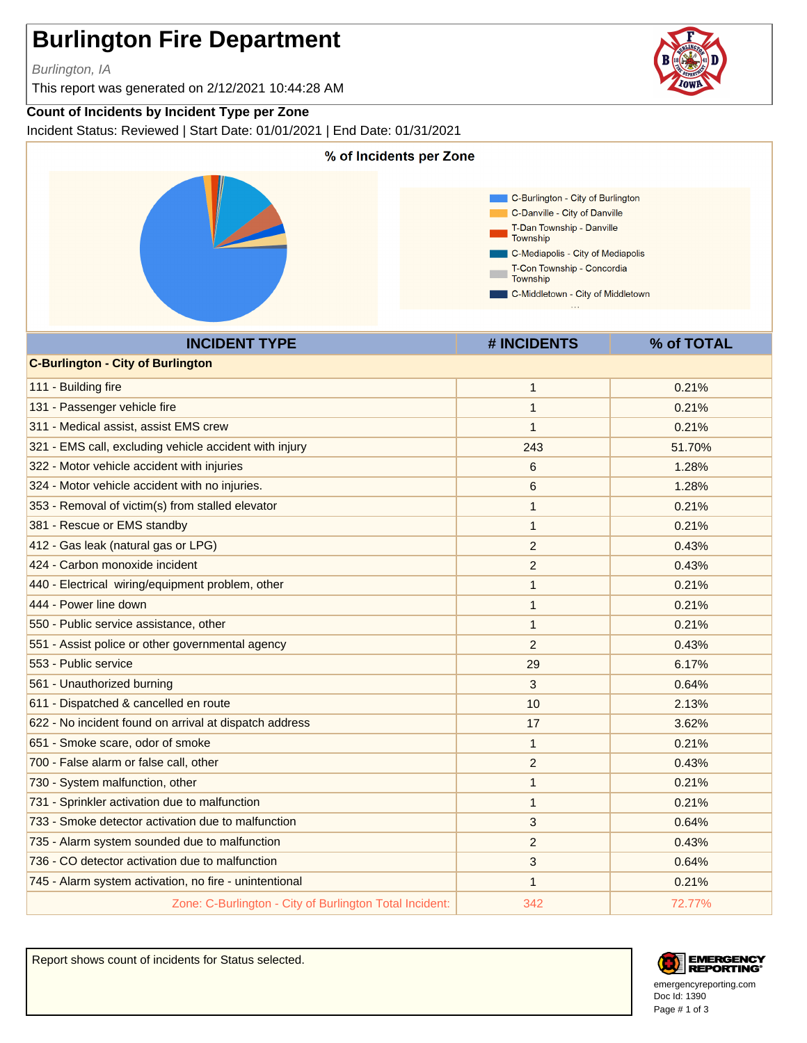# Burlington Fire Department

*Burlington, IA*

This report was generated on 2/12/2021 10:44:28 AM

## Count of Incidents by Incident Type per Zone

Incident Status: Reviewed | Start Date: 01/01/2021 | End Date: 01/31/2021

**% of Incidents per Zone**

- C-Burlington - City of Burlington
- C-Danville - City of Danville
- T-Dan Township - Danville Township
- C-Mediapolis - City of Mediapolis
- T-Con Township - Concordia Township
- C-Middletown - City of Middletown

| INCIDENT TYPE | # INCIDENTS | % of TOTAL |
|---|---|---|
| **C-Burlington - City of Burlington** | | |
| 111 - Building fire | 1 | 0.21% |
| 131 - Passenger vehicle fire | 1 | 0.21% |
| 311 - Medical assist, assist EMS crew | 1 | 0.21% |
| 321 - EMS call, excluding vehicle accident with injury | 243 | 51.70% |
| 322 - Motor vehicle accident with injuries | 6 | 1.28% |
| 324 - Motor vehicle accident with no injuries. | 6 | 1.28% |
| 353 - Removal of victim(s) from stalled elevator | 1 | 0.21% |
| 381 - Rescue or EMS standby | 1 | 0.21% |
| 412 - Gas leak (natural gas or LPG) | 2 | 0.43% |
| 424 - Carbon monoxide incident | 2 | 0.43% |
| 440 - Electrical wiring/equipment problem, other | 1 | 0.21% |
| 444 - Power line down | 1 | 0.21% |
| 550 - Public service assistance, other | 1 | 0.21% |
| 551 - Assist police or other governmental agency | 2 | 0.43% |
| 553 - Public service | 29 | 6.17% |
| 561 - Unauthorized burning | 3 | 0.64% |
| 611 - Dispatched & cancelled en route | 10 | 2.13% |
| 622 - No incident found on arrival at dispatch address | 17 | 3.62% |
| 651 - Smoke scare, odor of smoke | 1 | 0.21% |
| 700 - False alarm or false call, other | 2 | 0.43% |
| 730 - System malfunction, other | 1 | 0.21% |
| 731 - Sprinkler activation due to malfunction | 1 | 0.21% |
| 733 - Smoke detector activation due to malfunction | 3 | 0.64% |
| 735 - Alarm system sounded due to malfunction | 2 | 0.43% |
| 736 - CO detector activation due to malfunction | 3 | 0.64% |
| 745 - Alarm system activation, no fire - unintentional | 1 | 0.21% |
| Zone: C-Burlington - City of Burlington Total Incident: | 342 | 72.77% |

Report shows count of incidents for Status selected.

emergencyreporting.com
Doc Id: 1390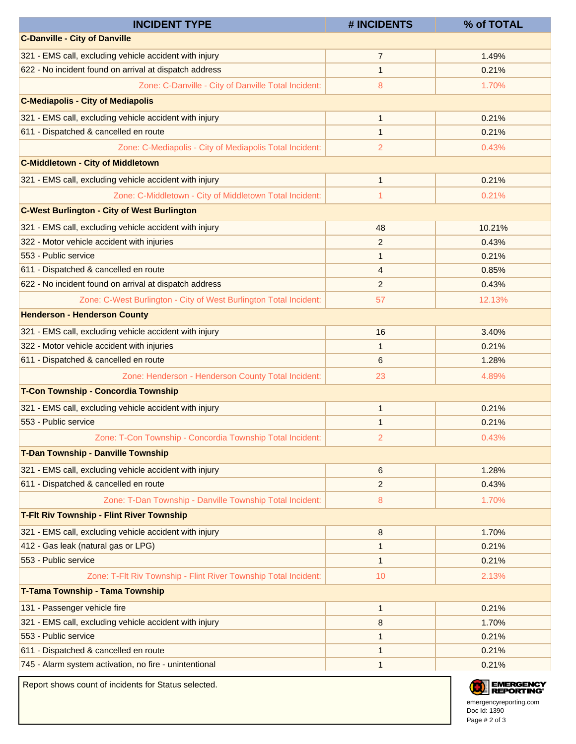| INCIDENT TYPE | # INCIDENTS | % of TOTAL |
|---|---|---|
| **C-Danville - City of Danville** | | |
| 321 - EMS call, excluding vehicle accident with injury | 7 | 1.49% |
| 622 - No incident found on arrival at dispatch address | 1 | 0.21% |
| Zone: C-Danville - City of Danville Total Incident: | 8 | 1.70% |
| **C-Mediapolis - City of Mediapolis** | | |
| 321 - EMS call, excluding vehicle accident with injury | 1 | 0.21% |
| 611 - Dispatched & cancelled en route | 1 | 0.21% |
| Zone: C-Mediapolis - City of Mediapolis Total Incident: | 2 | 0.43% |
| **C-Middletown - City of Middletown** | | |
| 321 - EMS call, excluding vehicle accident with injury | 1 | 0.21% |
| Zone: C-Middletown - City of Middletown Total Incident: | 1 | 0.21% |
| **C-West Burlington - City of West Burlington** | | |
| 321 - EMS call, excluding vehicle accident with injury | 48 | 10.21% |
| 322 - Motor vehicle accident with injuries | 2 | 0.43% |
| 553 - Public service | 1 | 0.21% |
| 611 - Dispatched & cancelled en route | 4 | 0.85% |
| 622 - No incident found on arrival at dispatch address | 2 | 0.43% |
| Zone: C-West Burlington - City of West Burlington Total Incident: | 57 | 12.13% |
| **Henderson - Henderson County** | | |
| 321 - EMS call, excluding vehicle accident with injury | 16 | 3.40% |
| 322 - Motor vehicle accident with injuries | 1 | 0.21% |
| 611 - Dispatched & cancelled en route | 6 | 1.28% |
| Zone: Henderson - Henderson County Total Incident: | 23 | 4.89% |
| **T-Con Township - Concordia Township** | | |
| 321 - EMS call, excluding vehicle accident with injury | 1 | 0.21% |
| 553 - Public service | 1 | 0.21% |
| Zone: T-Con Township - Concordia Township Total Incident: | 2 | 0.43% |
| **T-Dan Township - Danville Township** | | |
| 321 - EMS call, excluding vehicle accident with injury | 6 | 1.28% |
| 611 - Dispatched & cancelled en route | 2 | 0.43% |
| Zone: T-Dan Township - Danville Township Total Incident: | 8 | 1.70% |
| **T-Flt Riv Township - Flint River Township** | | |
| 321 - EMS call, excluding vehicle accident with injury | 8 | 1.70% |
| 412 - Gas leak (natural gas or LPG) | 1 | 0.21% |
| 553 - Public service | 1 | 0.21% |
| Zone: T-Flt Riv Township - Flint River Township Total Incident: | 10 | 2.13% |
| **T-Tama Township - Tama Township** | | |
| 131 - Passenger vehicle fire | 1 | 0.21% |
| 321 - EMS call, excluding vehicle accident with injury | 8 | 1.70% |
| 553 - Public service | 1 | 0.21% |
| 611 - Dispatched & cancelled en route | 1 | 0.21% |
| 745 - Alarm system activation, no fire - unintentional | 1 | 0.21% |

Report shows count of incidents for Status selected.

emergencyreporting.com
Doc Id: 1390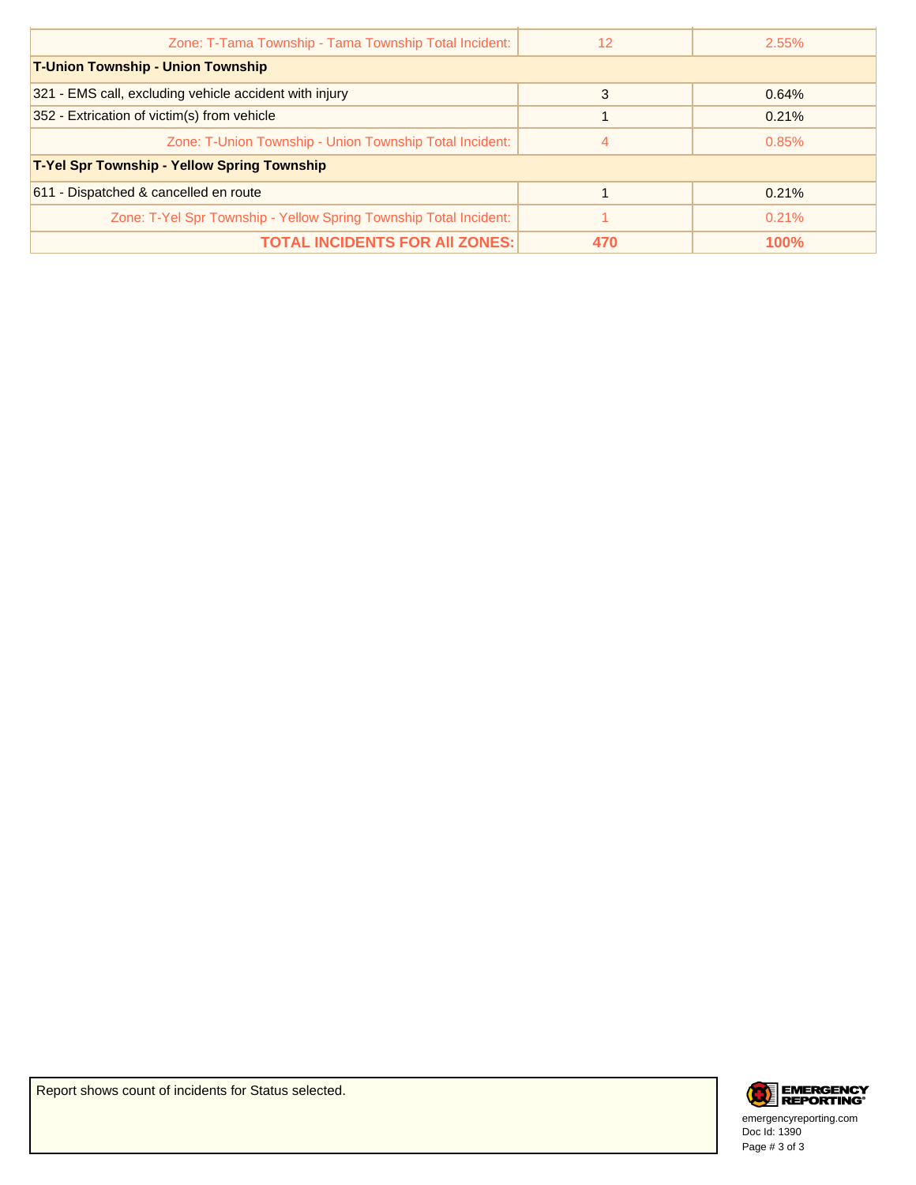| | | |
|---|---|---|
| Zone: T-Tama Township - Tama Township Total Incident: | 12 | 2.55% |
| **T-Union Township - Union Township** | | |
| 321 - EMS call, excluding vehicle accident with injury | 3 | 0.64% |
| 352 - Extrication of victim(s) from vehicle | 1 | 0.21% |
| Zone: T-Union Township - Union Township Total Incident: | 4 | 0.85% |
| **T-Yel Spr Township - Yellow Spring Township** | | |
| 611 - Dispatched & cancelled en route | 1 | 0.21% |
| Zone: T-Yel Spr Township - Yellow Spring Township Total Incident: | 1 | 0.21% |
| **TOTAL INCIDENTS FOR All ZONES:** | **470** | **100%** |

Report shows count of incidents for Status selected.

EMERGENCY REPORTING
emergencyreporting.com
Doc Id: 1390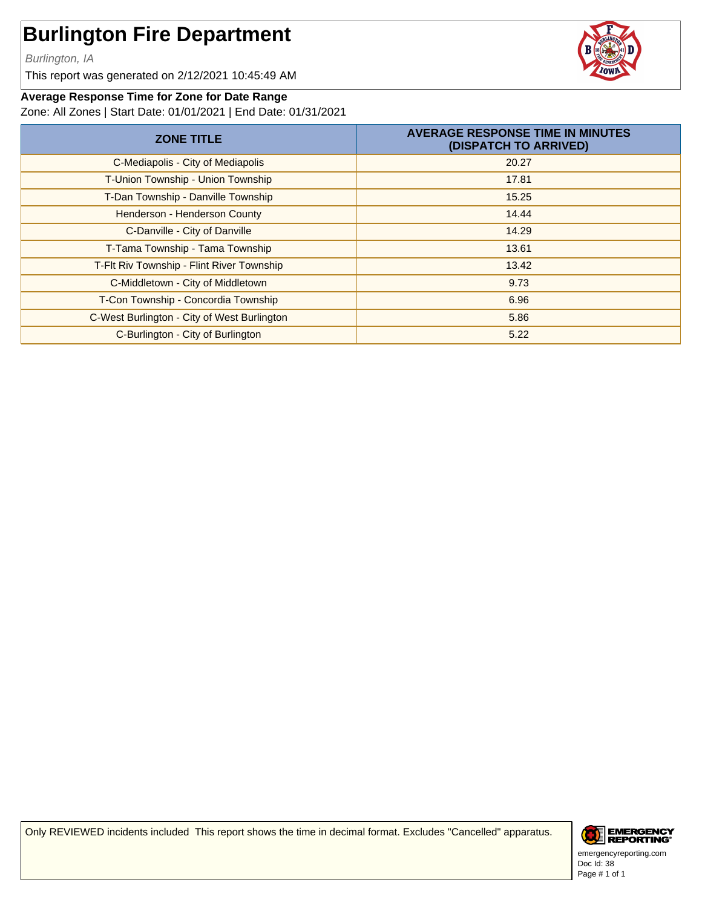# Burlington Fire Department

*Burlington, IA*

This report was generated on 2/12/2021 10:45:49 AM

**Average Response Time for Zone for Date Range**

Zone: All Zones | Start Date: 01/01/2021 | End Date: 01/31/2021

| ZONE TITLE | AVERAGE RESPONSE TIME IN MINUTES (DISPATCH TO ARRIVED) |
|---|---|
| C-Mediapolis - City of Mediapolis | 20.27 |
| T-Union Township - Union Township | 17.81 |
| T-Dan Township - Danville Township | 15.25 |
| Henderson - Henderson County | 14.44 |
| C-Danville - City of Danville | 14.29 |
| T-Tama Township - Tama Township | 13.61 |
| T-Flt Riv Township - Flint River Township | 13.42 |
| C-Middletown - City of Middletown | 9.73 |
| T-Con Township - Concordia Township | 6.96 |
| C-West Burlington - City of West Burlington | 5.86 |
| C-Burlington - City of Burlington | 5.22 |

Only REVIEWED incidents included This report shows the time in decimal format. Excludes "Cancelled" apparatus.

emergencyreporting.com
Doc Id: 38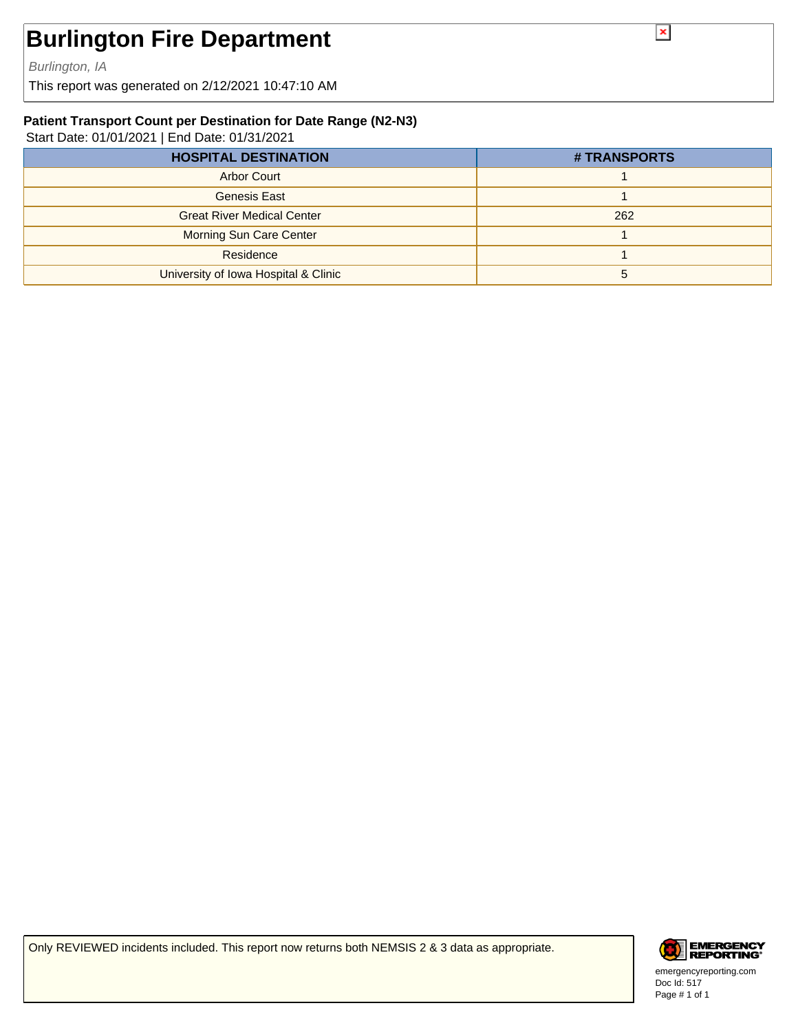# Burlington Fire Department

*Burlington, IA*

This report was generated on 2/12/2021 10:47:10 AM

### Patient Transport Count per Destination for Date Range (N2-N3)

Start Date: 01/01/2021 | End Date: 01/31/2021

| HOSPITAL DESTINATION | # TRANSPORTS |
|---|---|
| Arbor Court | 1 |
| Genesis East | 1 |
| Great River Medical Center | 262 |
| Morning Sun Care Center | 1 |
| Residence | 1 |
| University of Iowa Hospital & Clinic | 5 |

Only REVIEWED incidents included. This report now returns both NEMSIS 2 & 3 data as appropriate.

emergencyreporting.com
Doc Id: 517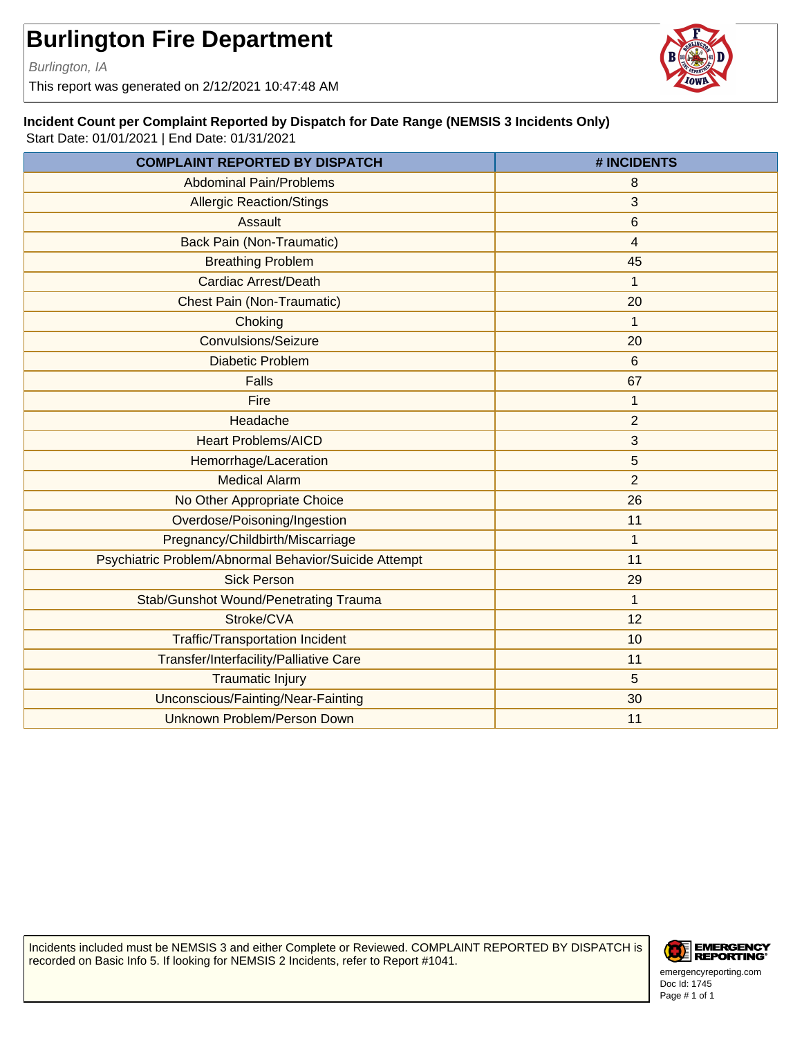# Burlington Fire Department

*Burlington, IA*

This report was generated on 2/12/2021 10:47:48 AM

**Incident Count per Complaint Reported by Dispatch for Date Range (NEMSIS 3 Incidents Only)**

Start Date: 01/01/2021 | End Date: 01/31/2021

| COMPLAINT REPORTED BY DISPATCH | # INCIDENTS |
|---|---|
| Abdominal Pain/Problems | 8 |
| Allergic Reaction/Stings | 3 |
| Assault | 6 |
| Back Pain (Non-Traumatic) | 4 |
| Breathing Problem | 45 |
| Cardiac Arrest/Death | 1 |
| Chest Pain (Non-Traumatic) | 20 |
| Choking | 1 |
| Convulsions/Seizure | 20 |
| Diabetic Problem | 6 |
| Falls | 67 |
| Fire | 1 |
| Headache | 2 |
| Heart Problems/AICD | 3 |
| Hemorrhage/Laceration | 5 |
| Medical Alarm | 2 |
| No Other Appropriate Choice | 26 |
| Overdose/Poisoning/Ingestion | 11 |
| Pregnancy/Childbirth/Miscarriage | 1 |
| Psychiatric Problem/Abnormal Behavior/Suicide Attempt | 11 |
| Sick Person | 29 |
| Stab/Gunshot Wound/Penetrating Trauma | 1 |
| Stroke/CVA | 12 |
| Traffic/Transportation Incident | 10 |
| Transfer/Interfacility/Palliative Care | 11 |
| Traumatic Injury | 5 |
| Unconscious/Fainting/Near-Fainting | 30 |
| Unknown Problem/Person Down | 11 |

Incidents included must be NEMSIS 3 and either Complete or Reviewed. COMPLAINT REPORTED BY DISPATCH is recorded on Basic Info 5. If looking for NEMSIS 2 Incidents, refer to Report #1041.

emergencyreporting.com
Doc Id: 1745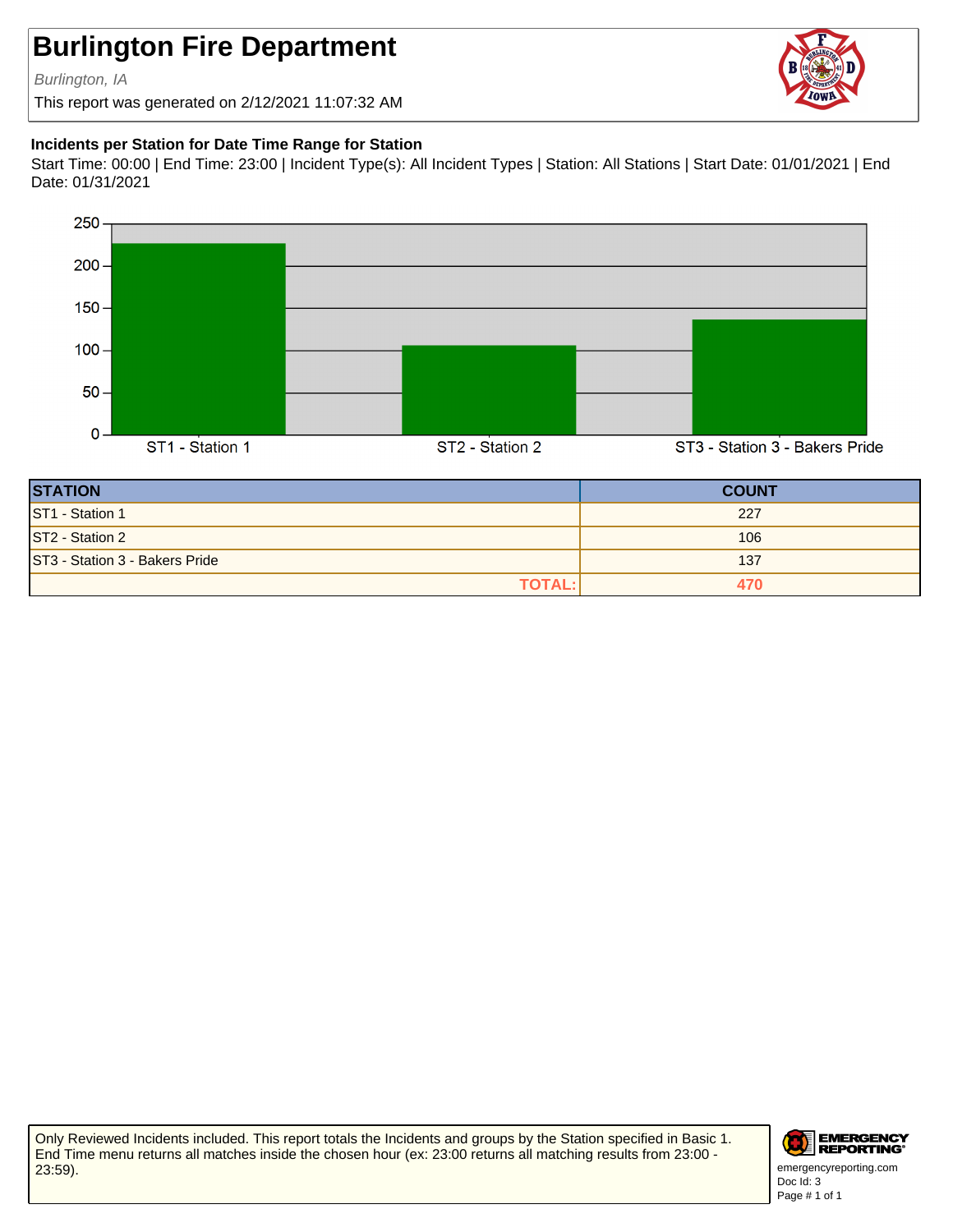# Burlington Fire Department

*Burlington, IA*

This report was generated on 2/12/2021 11:07:32 AM

**Incidents per Station for Date Time Range for Station**

Start Time: 00:00 | End Time: 23:00 | Incident Type(s): All Incident Types | Station: All Stations | Start Date: 01/01/2021 | End Date: 01/31/2021

| STATION | COUNT |
|---|---|
| ST1 - Station 1 | 227 |
| ST2 - Station 2 | 106 |
| ST3 - Station 3 - Bakers Pride | 137 |
| **TOTAL:** | **470** |

Only Reviewed Incidents included. This report totals the Incidents and groups by the Station specified in Basic 1. End Time menu returns all matches inside the chosen hour (ex: 23:00 returns all matching results from 23:00 - 23:59).

emergencyreporting.com
Doc Id: 3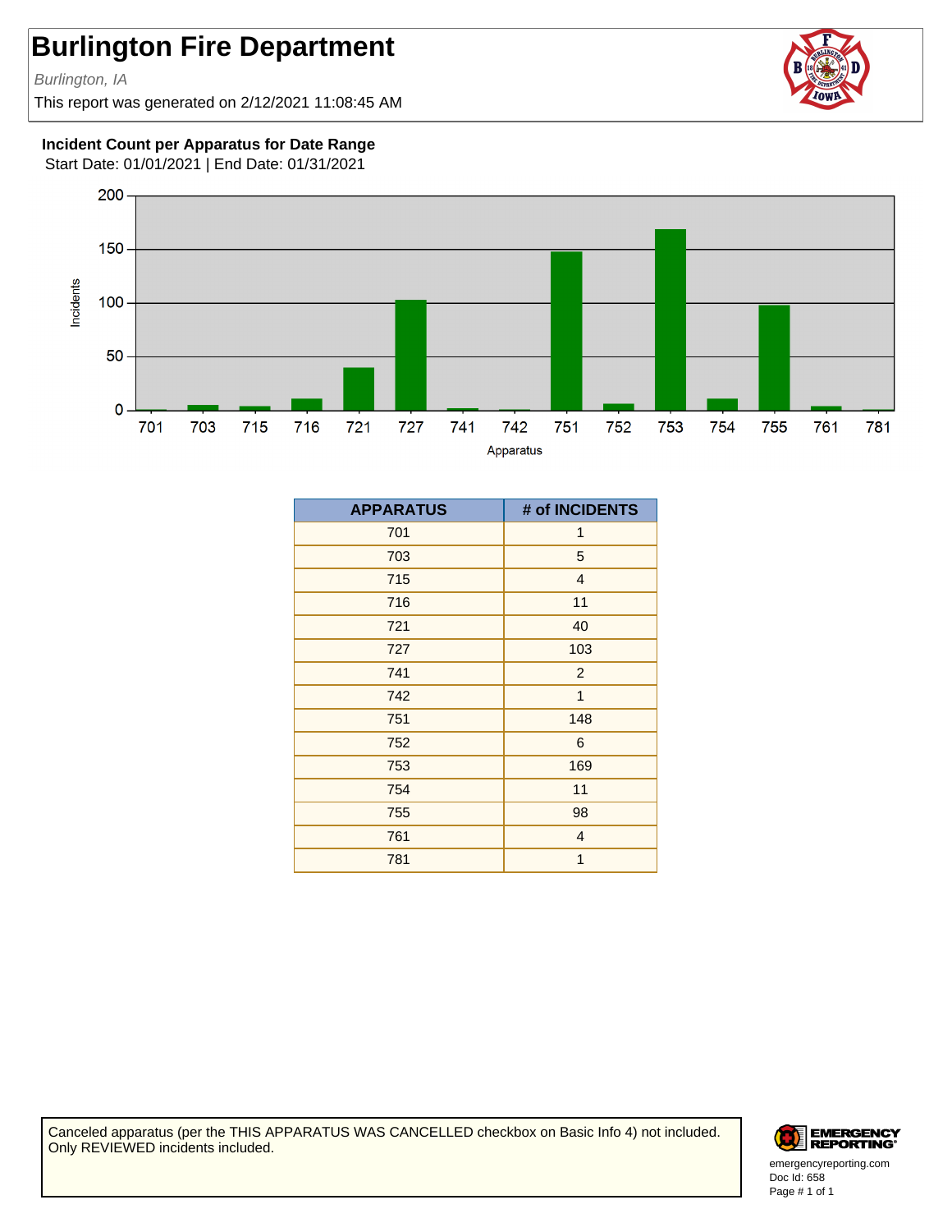# Burlington Fire Department

*Burlington, IA*

This report was generated on 2/12/2021 11:08:45 AM

### Incident Count per Apparatus for Date Range

Start Date: 01/01/2021 | End Date: 01/31/2021

200
150
100
50
0
Incidents
701 703 715 716 721 727 741 742 751 752 753 754 755 761 781
Apparatus

| APPARATUS | # of INCIDENTS |
|---|---|
| 701 | 1 |
| 703 | 5 |
| 715 | 4 |
| 716 | 11 |
| 721 | 40 |
| 727 | 103 |
| 741 | 2 |
| 742 | 1 |
| 751 | 148 |
| 752 | 6 |
| 753 | 169 |
| 754 | 11 |
| 755 | 98 |
| 761 | 4 |
| 781 | 1 |

Canceled apparatus (per the THIS APPARATUS WAS CANCELLED checkbox on Basic Info 4) not included. Only REVIEWED incidents included.

EMERGENCY REPORTING®
emergencyreporting.com
Doc Id: 658